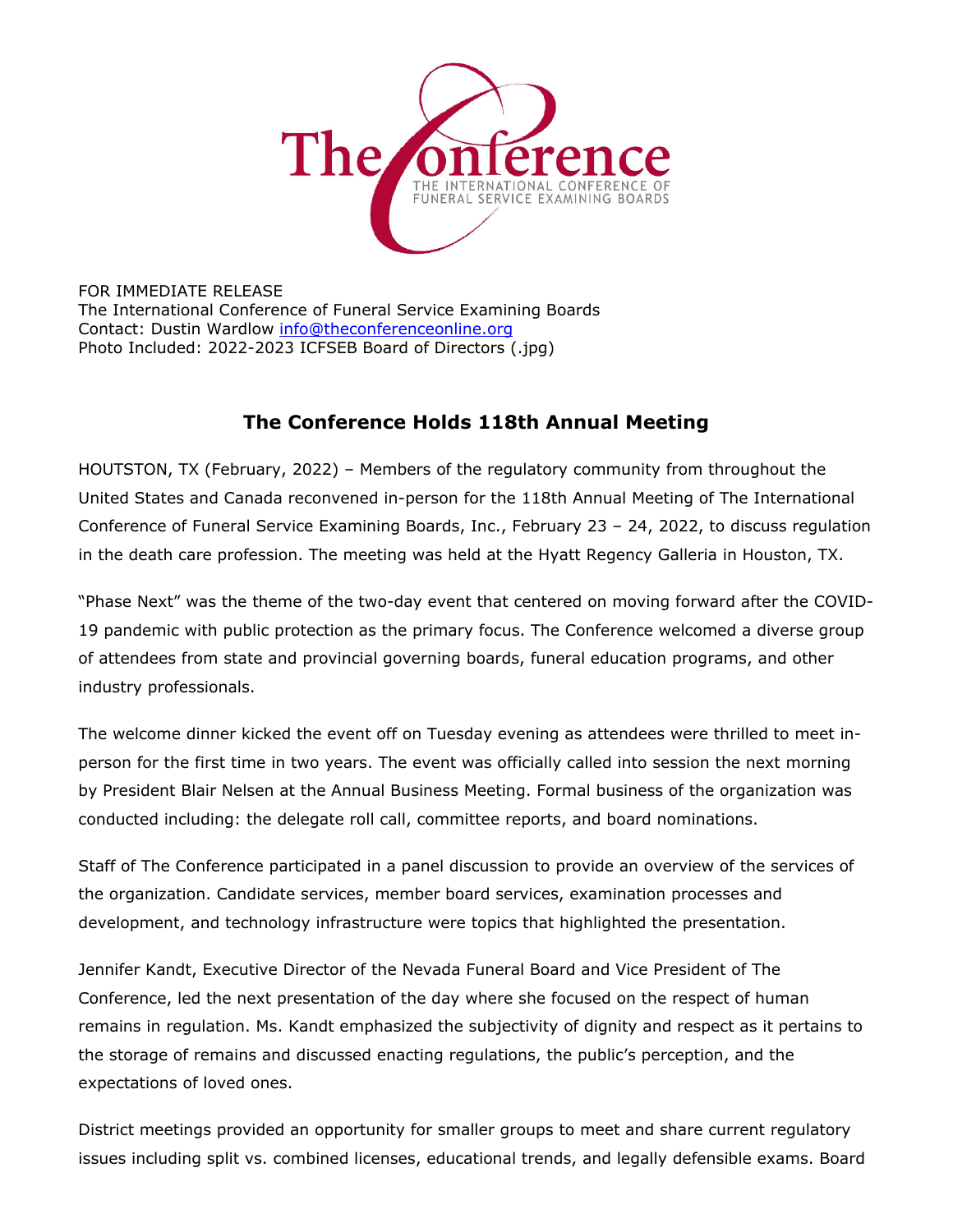FOR IMMEDIATE RELEASE
The International Conference of Funeral Service Examining Boards
Contact: Dustin Wardlow info@theconferenceonline.org
Photo Included: 2022-2023 ICFSEB Board of Directors (.jpg)

## The Conference Holds 118th Annual Meeting

HOUTSTON, TX (February, 2022) – Members of the regulatory community from throughout the United States and Canada reconvened in-person for the 118th Annual Meeting of The International Conference of Funeral Service Examining Boards, Inc., February 23 – 24, 2022, to discuss regulation in the death care profession. The meeting was held at the Hyatt Regency Galleria in Houston, TX.

"Phase Next" was the theme of the two-day event that centered on moving forward after the COVID-19 pandemic with public protection as the primary focus. The Conference welcomed a diverse group of attendees from state and provincial governing boards, funeral education programs, and other industry professionals.

The welcome dinner kicked the event off on Tuesday evening as attendees were thrilled to meet in-person for the first time in two years. The event was officially called into session the next morning by President Blair Nelsen at the Annual Business Meeting. Formal business of the organization was conducted including: the delegate roll call, committee reports, and board nominations.

Staff of The Conference participated in a panel discussion to provide an overview of the services of the organization. Candidate services, member board services, examination processes and development, and technology infrastructure were topics that highlighted the presentation.

Jennifer Kandt, Executive Director of the Nevada Funeral Board and Vice President of The Conference, led the next presentation of the day where she focused on the respect of human remains in regulation. Ms. Kandt emphasized the subjectivity of dignity and respect as it pertains to the storage of remains and discussed enacting regulations, the public's perception, and the expectations of loved ones.

District meetings provided an opportunity for smaller groups to meet and share current regulatory issues including split vs. combined licenses, educational trends, and legally defensible exams. Board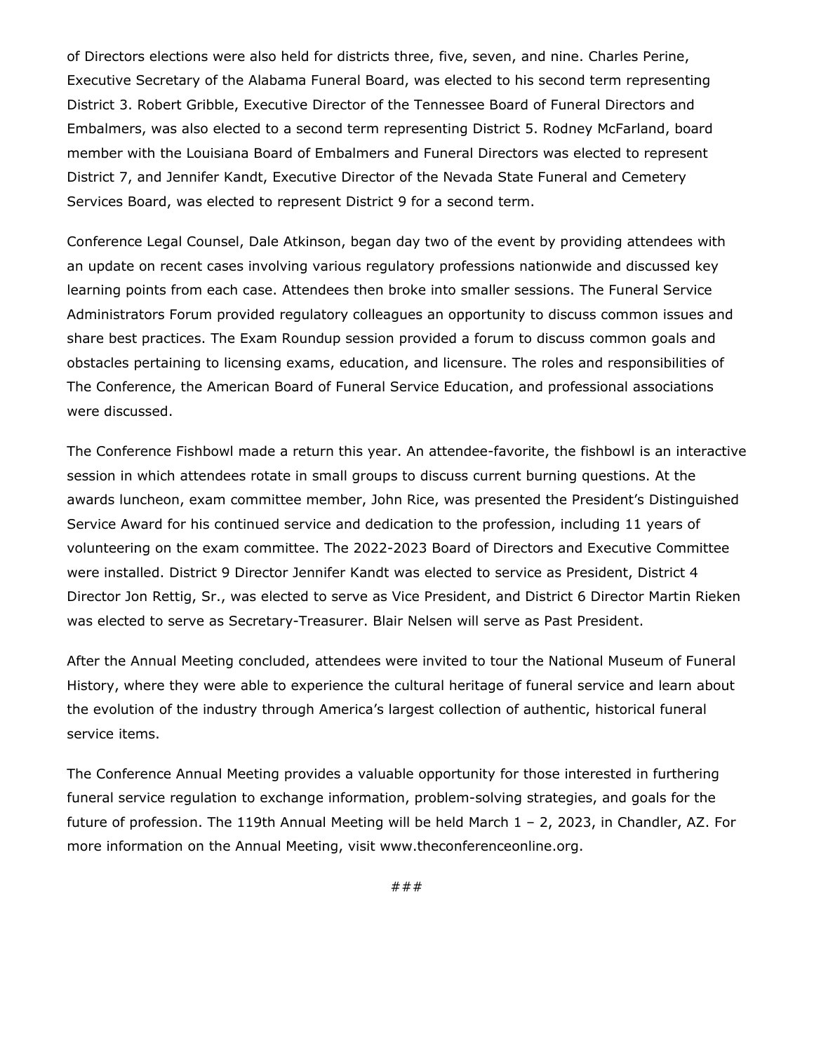of Directors elections were also held for districts three, five, seven, and nine. Charles Perine, Executive Secretary of the Alabama Funeral Board, was elected to his second term representing District 3. Robert Gribble, Executive Director of the Tennessee Board of Funeral Directors and Embalmers, was also elected to a second term representing District 5. Rodney McFarland, board member with the Louisiana Board of Embalmers and Funeral Directors was elected to represent District 7, and Jennifer Kandt, Executive Director of the Nevada State Funeral and Cemetery Services Board, was elected to represent District 9 for a second term.

Conference Legal Counsel, Dale Atkinson, began day two of the event by providing attendees with an update on recent cases involving various regulatory professions nationwide and discussed key learning points from each case. Attendees then broke into smaller sessions. The Funeral Service Administrators Forum provided regulatory colleagues an opportunity to discuss common issues and share best practices. The Exam Roundup session provided a forum to discuss common goals and obstacles pertaining to licensing exams, education, and licensure. The roles and responsibilities of The Conference, the American Board of Funeral Service Education, and professional associations were discussed.

The Conference Fishbowl made a return this year. An attendee-favorite, the fishbowl is an interactive session in which attendees rotate in small groups to discuss current burning questions. At the awards luncheon, exam committee member, John Rice, was presented the President's Distinguished Service Award for his continued service and dedication to the profession, including 11 years of volunteering on the exam committee. The 2022-2023 Board of Directors and Executive Committee were installed. District 9 Director Jennifer Kandt was elected to service as President, District 4 Director Jon Rettig, Sr., was elected to serve as Vice President, and District 6 Director Martin Rieken was elected to serve as Secretary-Treasurer. Blair Nelsen will serve as Past President.

After the Annual Meeting concluded, attendees were invited to tour the National Museum of Funeral History, where they were able to experience the cultural heritage of funeral service and learn about the evolution of the industry through America's largest collection of authentic, historical funeral service items.

The Conference Annual Meeting provides a valuable opportunity for those interested in furthering funeral service regulation to exchange information, problem-solving strategies, and goals for the future of profession. The 119th Annual Meeting will be held March 1 – 2, 2023, in Chandler, AZ. For more information on the Annual Meeting, visit www.theconferenceonline.org.

###